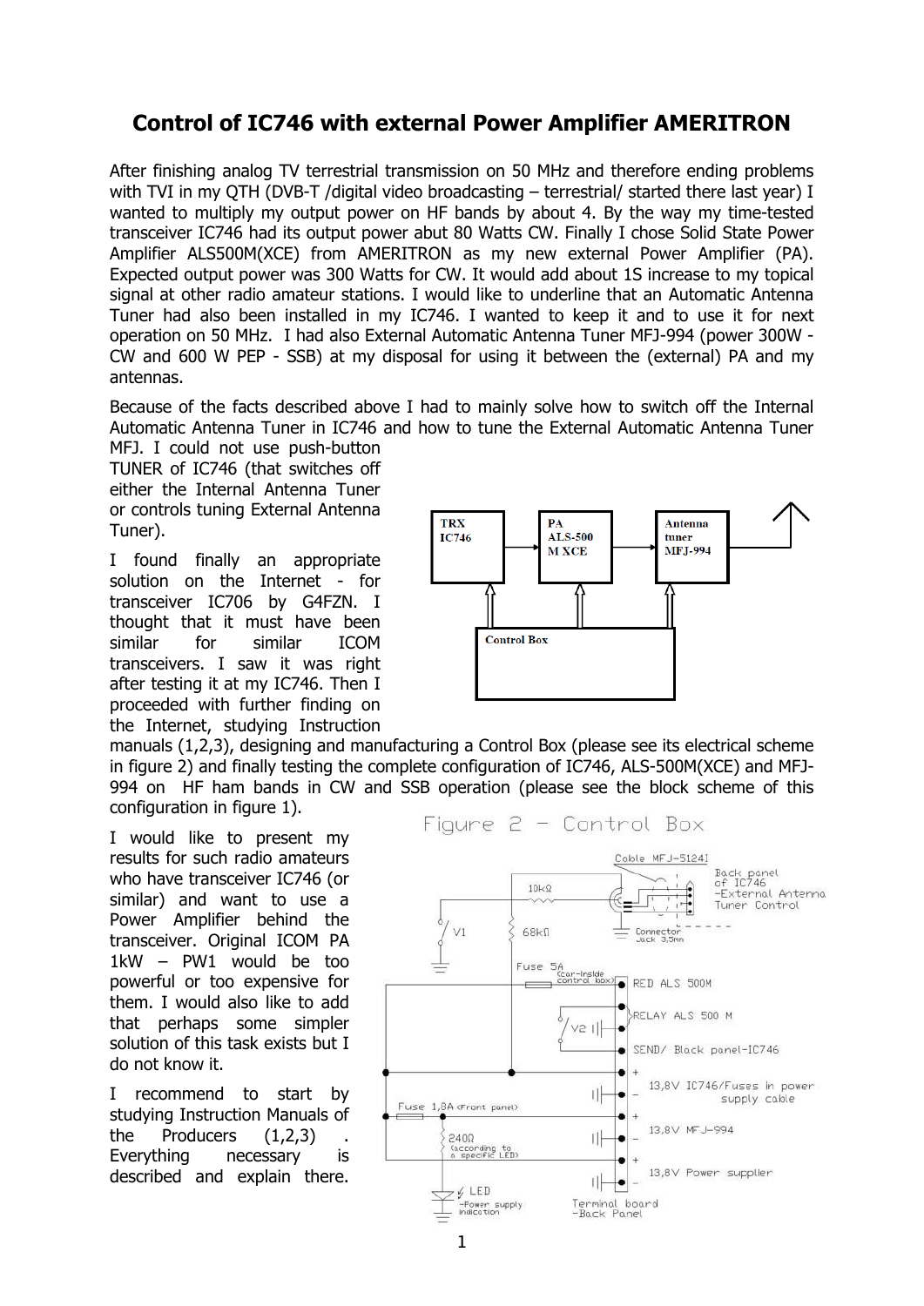# Control of IC746 with external Power Amplifier AMERITRON

After finishing analog TV terrestrial transmission on 50 MHz and therefore ending problems with TVI in my QTH (DVB-T /digital video broadcasting – terrestrial/ started there last year) I wanted to multiply my output power on HF bands by about 4. By the way my time-tested transceiver IC746 had its output power abut 80 Watts CW. Finally I chose Solid State Power Amplifier ALS500M(XCE) from AMERITRON as my new external Power Amplifier (PA). Expected output power was 300 Watts for CW. It would add about 1S increase to my topical signal at other radio amateur stations. I would like to underline that an Automatic Antenna Tuner had also been installed in my IC746. I wanted to keep it and to use it for next operation on 50 MHz. I had also External Automatic Antenna Tuner MFJ-994 (power 300W - CW and 600 W PEP - SSB) at my disposal for using it between the (external) PA and my antennas.

Because of the facts described above I had to mainly solve how to switch off the Internal Automatic Antenna Tuner in IC746 and how to tune the External Automatic Antenna Tuner MFJ. I could not use push-button TUNER of IC746 (that switches off either the Internal Antenna Tuner or controls tuning External Antenna Tuner).

I found finally an appropriate solution on the Internet - for transceiver IC706 by G4FZN. I thought that it must have been similar for similar ICOM transceivers. I saw it was right after testing it at my IC746. Then I proceeded with further finding on the Internet, studying Instruction manuals (1,2,3), designing and manufacturing a Control Box (please see its electrical scheme in figure 2) and finally testing the complete configuration of IC746, ALS-500M(XCE) and MFJ-994 on HF ham bands in CW and SSB operation (please see the block scheme of this configuration in figure 1).

TRX IC746 → PA ALS-500 M XCE → Antenna tuner MFJ-994 → antenna; Control Box

I would like to present my results for such radio amateurs who have transceiver IC746 (or similar) and want to use a Power Amplifier behind the transceiver. Original ICOM PA 1kW – PW1 would be too powerful or too expensive for them. I would also like to add that perhaps some simpler solution of this task exists but I do not know it.

I recommend to start by studying Instruction Manuals of the Producers (1,2,3) . Everything necessary is described and explain there.

Figure 2 – Control Box

Cable MFJ-5124I; Back panel of IC746 -External Antenna Tuner Control; Connector Jack 3,5mm; 10kΩ; 68kΩ; V1; Fuse 5A (car-inside control box); RED ALS 500M; RELAY ALS 500 M; V2; SEND/ Black panel-IC746; 13,8V IC746/Fuses in power supply cable; Fuse 1,8A (Front panel); 13,8V MFJ-994; 240Ω (according to a specific LED); 13,8V Power supplier; LED -Power supply indication; Terminal board -Back Panel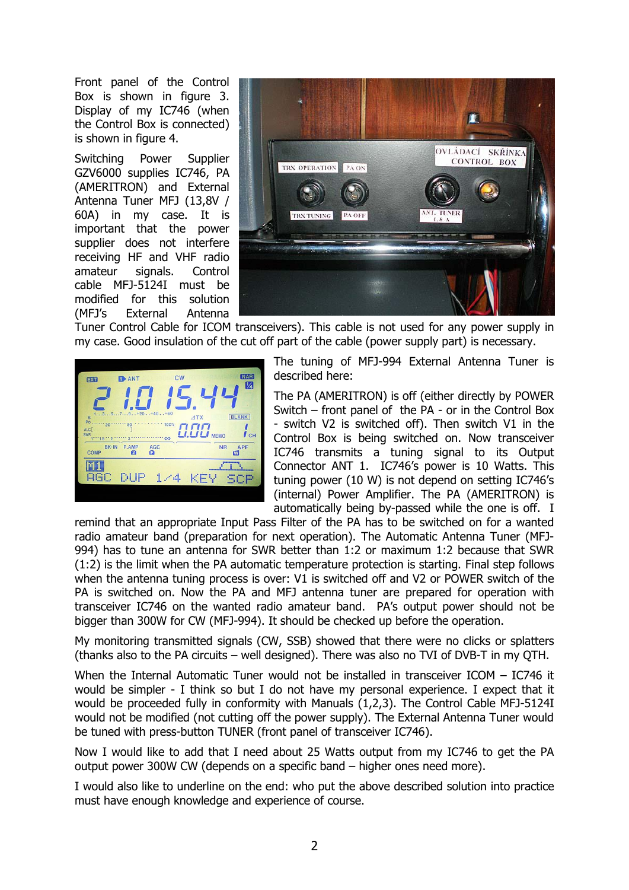Front panel of the Control Box is shown in figure 3. Display of my IC746 (when the Control Box is connected) is shown in figure 4.

Switching Power Supplier GZV6000 supplies IC746, PA (AMERITRON) and External Antenna Tuner MFJ (13,8V / 60A) in my case. It is important that the power supplier does not interfere receiving HF and VHF radio amateur signals. Control cable MFJ-5124I must be modified for this solution (MFJ's External Antenna Tuner Control Cable for ICOM transceivers). This cable is not used for any power supply in my case. Good insulation of the cut off part of the cable (power supply part) is necessary.

The tuning of MFJ-994 External Antenna Tuner is described here:

The PA (AMERITRON) is off (either directly by POWER Switch – front panel of the PA - or in the Control Box - switch V2 is switched off). Then switch V1 in the Control Box is being switched on. Now transceiver IC746 transmits a tuning signal to its Output Connector ANT 1. IC746's power is 10 Watts. This tuning power (10 W) is not depend on setting IC746's (internal) Power Amplifier. The PA (AMERITRON) is automatically being by-passed while the one is off. I remind that an appropriate Input Pass Filter of the PA has to be switched on for a wanted radio amateur band (preparation for next operation). The Automatic Antenna Tuner (MFJ-994) has to tune an antenna for SWR better than 1:2 or maximum 1:2 because that SWR (1:2) is the limit when the PA automatic temperature protection is starting. Final step follows when the antenna tuning process is over: V1 is switched off and V2 or POWER switch of the PA is switched on. Now the PA and MFJ antenna tuner are prepared for operation with transceiver IC746 on the wanted radio amateur band. PA's output power should not be bigger than 300W for CW (MFJ-994). It should be checked up before the operation.

My monitoring transmitted signals (CW, SSB) showed that there were no clicks or splatters (thanks also to the PA circuits – well designed). There was also no TVI of DVB-T in my QTH.

When the Internal Automatic Tuner would not be installed in transceiver ICOM – IC746 it would be simpler - I think so but I do not have my personal experience. I expect that it would be proceeded fully in conformity with Manuals (1,2,3). The Control Cable MFJ-5124I would not be modified (not cutting off the power supply). The External Antenna Tuner would be tuned with press-button TUNER (front panel of transceiver IC746).

Now I would like to add that I need about 25 Watts output from my IC746 to get the PA output power 300W CW (depends on a specific band – higher ones need more).

I would also like to underline on the end: who put the above described solution into practice must have enough knowledge and experience of course.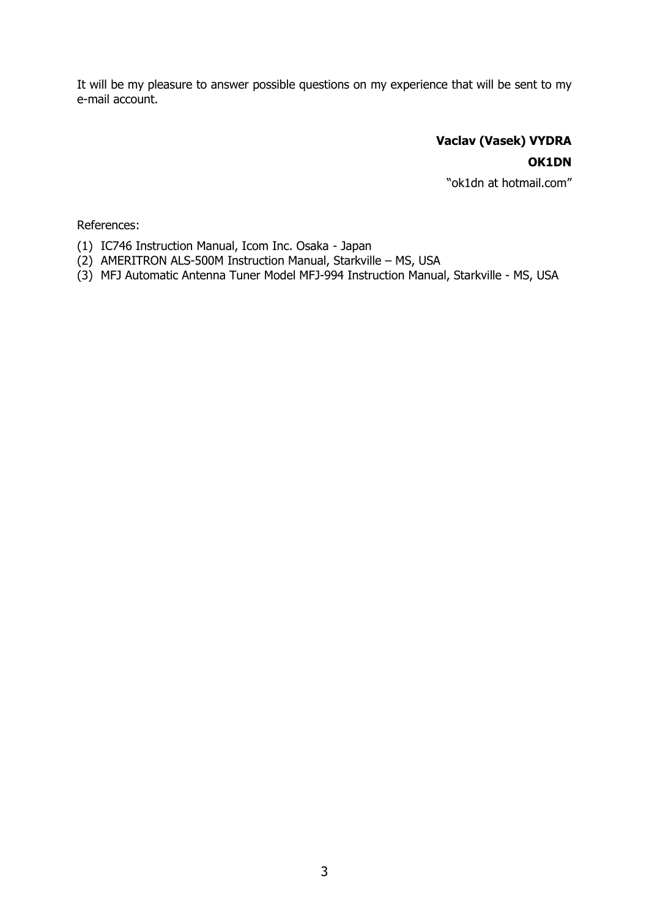It will be my pleasure to answer possible questions on my experience that will be sent to my e-mail account.

**Vaclav (Vasek) VYDRA**

**OK1DN**

"ok1dn at hotmail.com"

References:

(1) IC746 Instruction Manual, Icom Inc. Osaka - Japan
(2) AMERITRON ALS-500M Instruction Manual, Starkville – MS, USA
(3) MFJ Automatic Antenna Tuner Model MFJ-994 Instruction Manual, Starkville - MS, USA